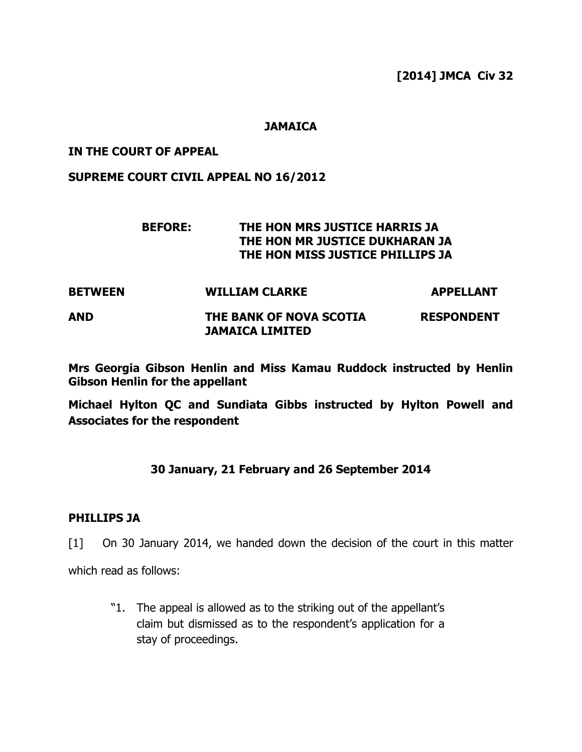**[2014] JMCA Civ 32**

**JAMAICA**

**IN THE COURT OF APPEAL**

**SUPREME COURT CIVIL APPEAL NO 16/2012**

**BEFORE: THE HON MRS JUSTICE HARRIS JA**
**THE HON MR JUSTICE DUKHARAN JA**
**THE HON MISS JUSTICE PHILLIPS JA**

**BETWEEN WILLIAM CLARKE APPELLANT**

**AND THE BANK OF NOVA SCOTIA JAMAICA LIMITED RESPONDENT**

**Mrs Georgia Gibson Henlin and Miss Kamau Ruddock instructed by Henlin Gibson Henlin for the appellant**

**Michael Hylton QC and Sundiata Gibbs instructed by Hylton Powell and Associates for the respondent**

**30 January, 21 February and 26 September 2014**

**PHILLIPS JA**

[1] On 30 January 2014, we handed down the decision of the court in this matter which read as follows:

> "1. The appeal is allowed as to the striking out of the appellant's claim but dismissed as to the respondent's application for a stay of proceedings.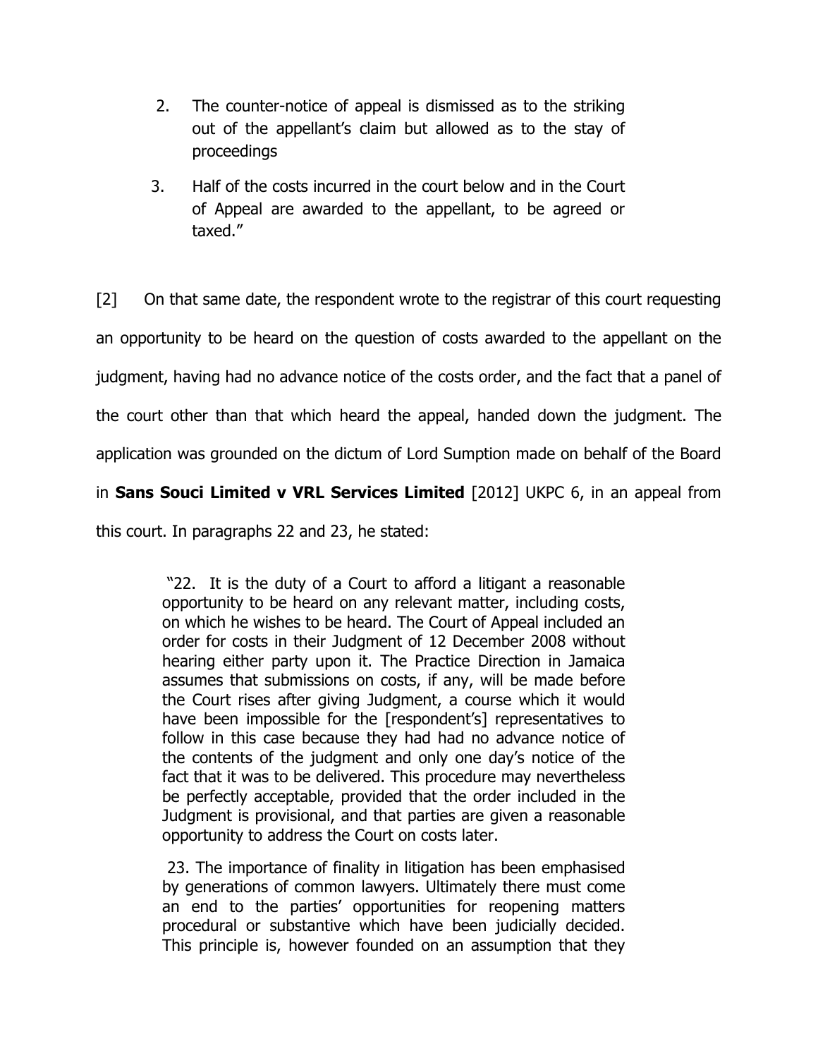2. The counter-notice of appeal is dismissed as to the striking out of the appellant's claim but allowed as to the stay of proceedings

3. Half of the costs incurred in the court below and in the Court of Appeal are awarded to the appellant, to be agreed or taxed."

[2] On that same date, the respondent wrote to the registrar of this court requesting an opportunity to be heard on the question of costs awarded to the appellant on the judgment, having had no advance notice of the costs order, and the fact that a panel of the court other than that which heard the appeal, handed down the judgment. The application was grounded on the dictum of Lord Sumption made on behalf of the Board in **Sans Souci Limited v VRL Services Limited** [2012] UKPC 6, in an appeal from this court. In paragraphs 22 and 23, he stated:

> "22. It is the duty of a Court to afford a litigant a reasonable opportunity to be heard on any relevant matter, including costs, on which he wishes to be heard. The Court of Appeal included an order for costs in their Judgment of 12 December 2008 without hearing either party upon it. The Practice Direction in Jamaica assumes that submissions on costs, if any, will be made before the Court rises after giving Judgment, a course which it would have been impossible for the [respondent's] representatives to follow in this case because they had had no advance notice of the contents of the judgment and only one day's notice of the fact that it was to be delivered. This procedure may nevertheless be perfectly acceptable, provided that the order included in the Judgment is provisional, and that parties are given a reasonable opportunity to address the Court on costs later.
>
> 23. The importance of finality in litigation has been emphasised by generations of common lawyers. Ultimately there must come an end to the parties' opportunities for reopening matters procedural or substantive which have been judicially decided. This principle is, however founded on an assumption that they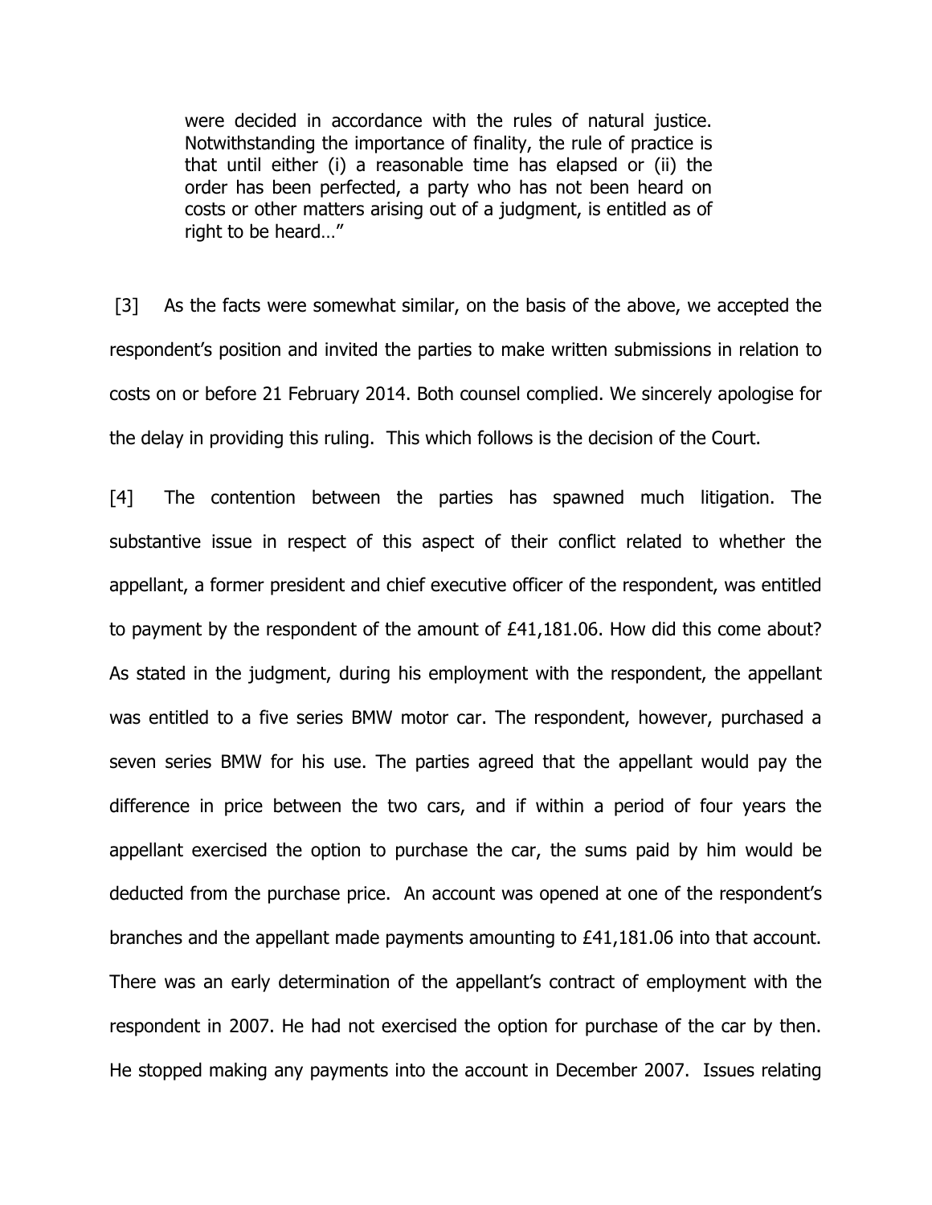> were decided in accordance with the rules of natural justice. Notwithstanding the importance of finality, the rule of practice is that until either (i) a reasonable time has elapsed or (ii) the order has been perfected, a party who has not been heard on costs or other matters arising out of a judgment, is entitled as of right to be heard…"

[3] As the facts were somewhat similar, on the basis of the above, we accepted the respondent's position and invited the parties to make written submissions in relation to costs on or before 21 February 2014. Both counsel complied. We sincerely apologise for the delay in providing this ruling. This which follows is the decision of the Court.

[4] The contention between the parties has spawned much litigation. The substantive issue in respect of this aspect of their conflict related to whether the appellant, a former president and chief executive officer of the respondent, was entitled to payment by the respondent of the amount of £41,181.06. How did this come about? As stated in the judgment, during his employment with the respondent, the appellant was entitled to a five series BMW motor car. The respondent, however, purchased a seven series BMW for his use. The parties agreed that the appellant would pay the difference in price between the two cars, and if within a period of four years the appellant exercised the option to purchase the car, the sums paid by him would be deducted from the purchase price. An account was opened at one of the respondent's branches and the appellant made payments amounting to £41,181.06 into that account. There was an early determination of the appellant's contract of employment with the respondent in 2007. He had not exercised the option for purchase of the car by then. He stopped making any payments into the account in December 2007. Issues relating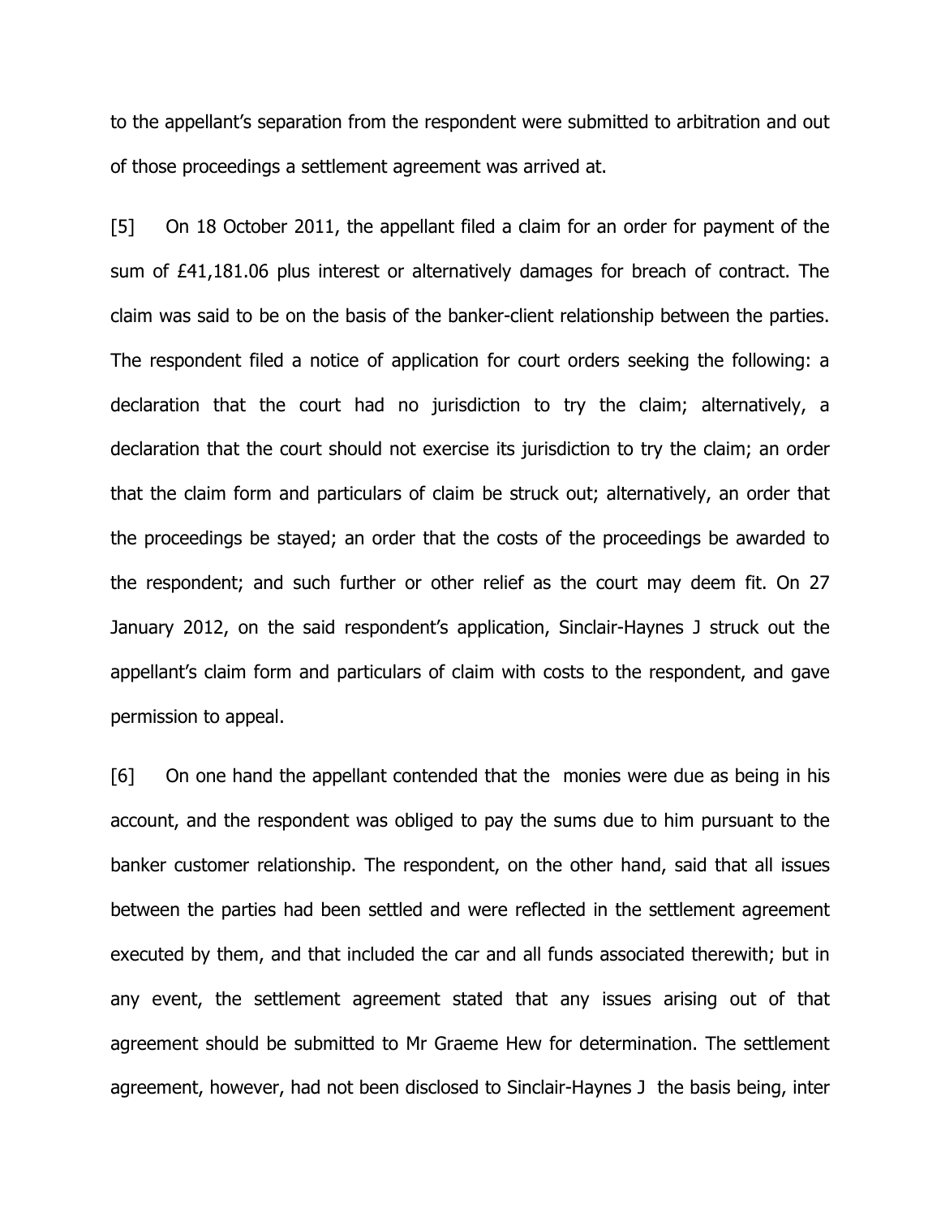to the appellant's separation from the respondent were submitted to arbitration and out of those proceedings a settlement agreement was arrived at.

[5] On 18 October 2011, the appellant filed a claim for an order for payment of the sum of £41,181.06 plus interest or alternatively damages for breach of contract. The claim was said to be on the basis of the banker-client relationship between the parties. The respondent filed a notice of application for court orders seeking the following: a declaration that the court had no jurisdiction to try the claim; alternatively, a declaration that the court should not exercise its jurisdiction to try the claim; an order that the claim form and particulars of claim be struck out; alternatively, an order that the proceedings be stayed; an order that the costs of the proceedings be awarded to the respondent; and such further or other relief as the court may deem fit. On 27 January 2012, on the said respondent's application, Sinclair-Haynes J struck out the appellant's claim form and particulars of claim with costs to the respondent, and gave permission to appeal.

[6] On one hand the appellant contended that the monies were due as being in his account, and the respondent was obliged to pay the sums due to him pursuant to the banker customer relationship. The respondent, on the other hand, said that all issues between the parties had been settled and were reflected in the settlement agreement executed by them, and that included the car and all funds associated therewith; but in any event, the settlement agreement stated that any issues arising out of that agreement should be submitted to Mr Graeme Hew for determination. The settlement agreement, however, had not been disclosed to Sinclair-Haynes J the basis being, inter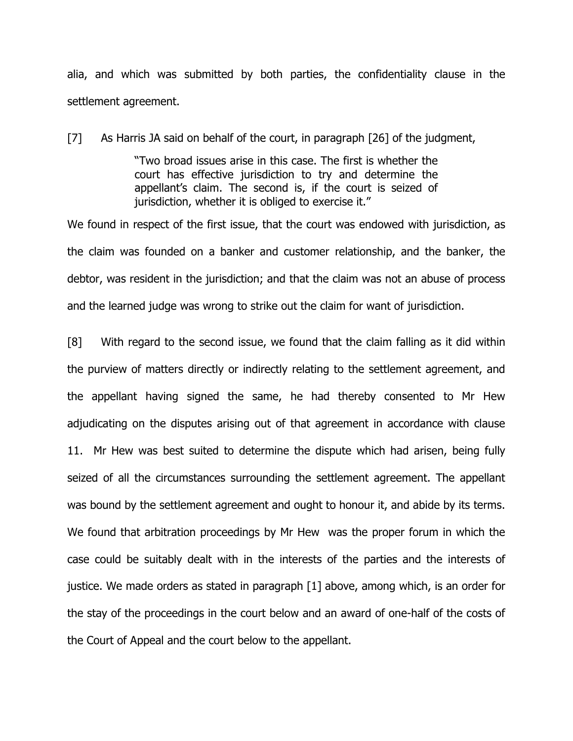alia, and which was submitted by both parties, the confidentiality clause in the settlement agreement.

[7] As Harris JA said on behalf of the court, in paragraph [26] of the judgment,

> "Two broad issues arise in this case. The first is whether the court has effective jurisdiction to try and determine the appellant's claim. The second is, if the court is seized of jurisdiction, whether it is obliged to exercise it."

We found in respect of the first issue, that the court was endowed with jurisdiction, as the claim was founded on a banker and customer relationship, and the banker, the debtor, was resident in the jurisdiction; and that the claim was not an abuse of process and the learned judge was wrong to strike out the claim for want of jurisdiction.

[8] With regard to the second issue, we found that the claim falling as it did within the purview of matters directly or indirectly relating to the settlement agreement, and the appellant having signed the same, he had thereby consented to Mr Hew adjudicating on the disputes arising out of that agreement in accordance with clause 11. Mr Hew was best suited to determine the dispute which had arisen, being fully seized of all the circumstances surrounding the settlement agreement. The appellant was bound by the settlement agreement and ought to honour it, and abide by its terms. We found that arbitration proceedings by Mr Hew was the proper forum in which the case could be suitably dealt with in the interests of the parties and the interests of justice. We made orders as stated in paragraph [1] above, among which, is an order for the stay of the proceedings in the court below and an award of one-half of the costs of the Court of Appeal and the court below to the appellant.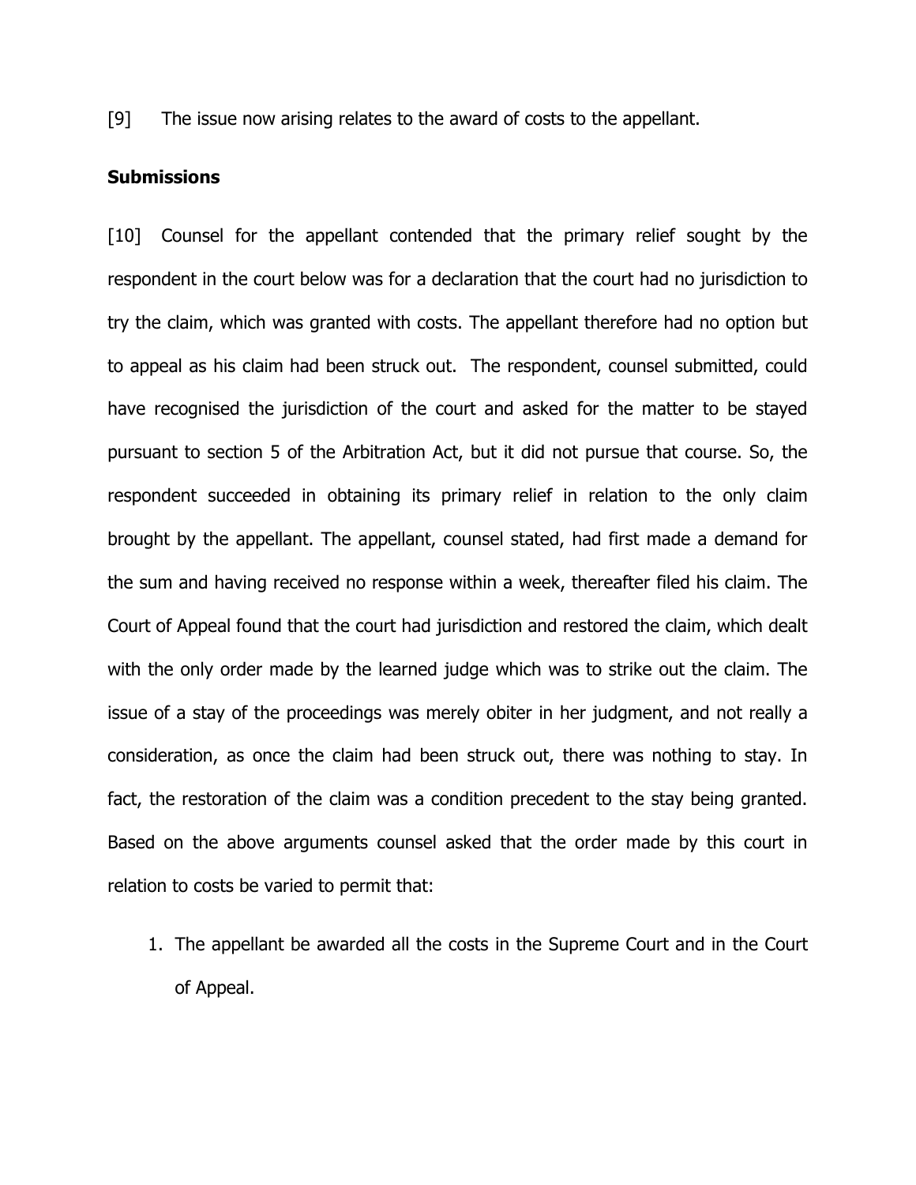[9] The issue now arising relates to the award of costs to the appellant.

**Submissions**

[10] Counsel for the appellant contended that the primary relief sought by the respondent in the court below was for a declaration that the court had no jurisdiction to try the claim, which was granted with costs. The appellant therefore had no option but to appeal as his claim had been struck out. The respondent, counsel submitted, could have recognised the jurisdiction of the court and asked for the matter to be stayed pursuant to section 5 of the Arbitration Act, but it did not pursue that course. So, the respondent succeeded in obtaining its primary relief in relation to the only claim brought by the appellant. The appellant, counsel stated, had first made a demand for the sum and having received no response within a week, thereafter filed his claim. The Court of Appeal found that the court had jurisdiction and restored the claim, which dealt with the only order made by the learned judge which was to strike out the claim. The issue of a stay of the proceedings was merely obiter in her judgment, and not really a consideration, as once the claim had been struck out, there was nothing to stay. In fact, the restoration of the claim was a condition precedent to the stay being granted. Based on the above arguments counsel asked that the order made by this court in relation to costs be varied to permit that:

1. The appellant be awarded all the costs in the Supreme Court and in the Court of Appeal.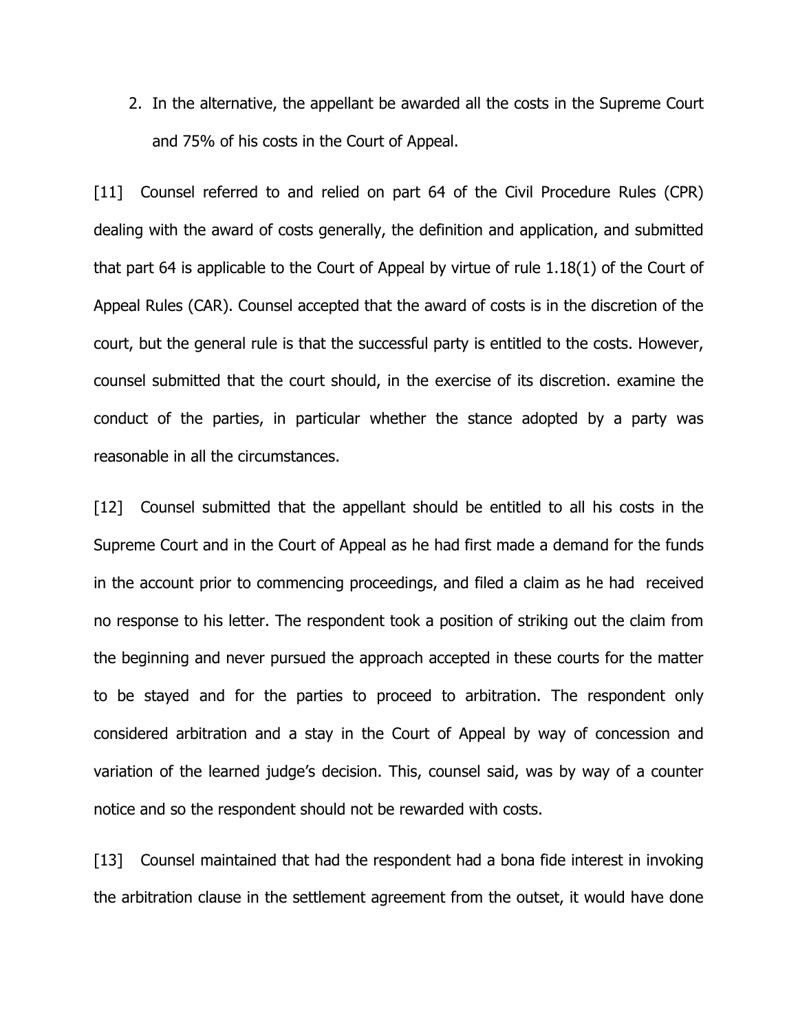2. In the alternative, the appellant be awarded all the costs in the Supreme Court and 75% of his costs in the Court of Appeal.

[11] Counsel referred to and relied on part 64 of the Civil Procedure Rules (CPR) dealing with the award of costs generally, the definition and application, and submitted that part 64 is applicable to the Court of Appeal by virtue of rule 1.18(1) of the Court of Appeal Rules (CAR). Counsel accepted that the award of costs is in the discretion of the court, but the general rule is that the successful party is entitled to the costs. However, counsel submitted that the court should, in the exercise of its discretion. examine the conduct of the parties, in particular whether the stance adopted by a party was reasonable in all the circumstances.

[12] Counsel submitted that the appellant should be entitled to all his costs in the Supreme Court and in the Court of Appeal as he had first made a demand for the funds in the account prior to commencing proceedings, and filed a claim as he had received no response to his letter. The respondent took a position of striking out the claim from the beginning and never pursued the approach accepted in these courts for the matter to be stayed and for the parties to proceed to arbitration. The respondent only considered arbitration and a stay in the Court of Appeal by way of concession and variation of the learned judge's decision. This, counsel said, was by way of a counter notice and so the respondent should not be rewarded with costs.

[13] Counsel maintained that had the respondent had a bona fide interest in invoking the arbitration clause in the settlement agreement from the outset, it would have done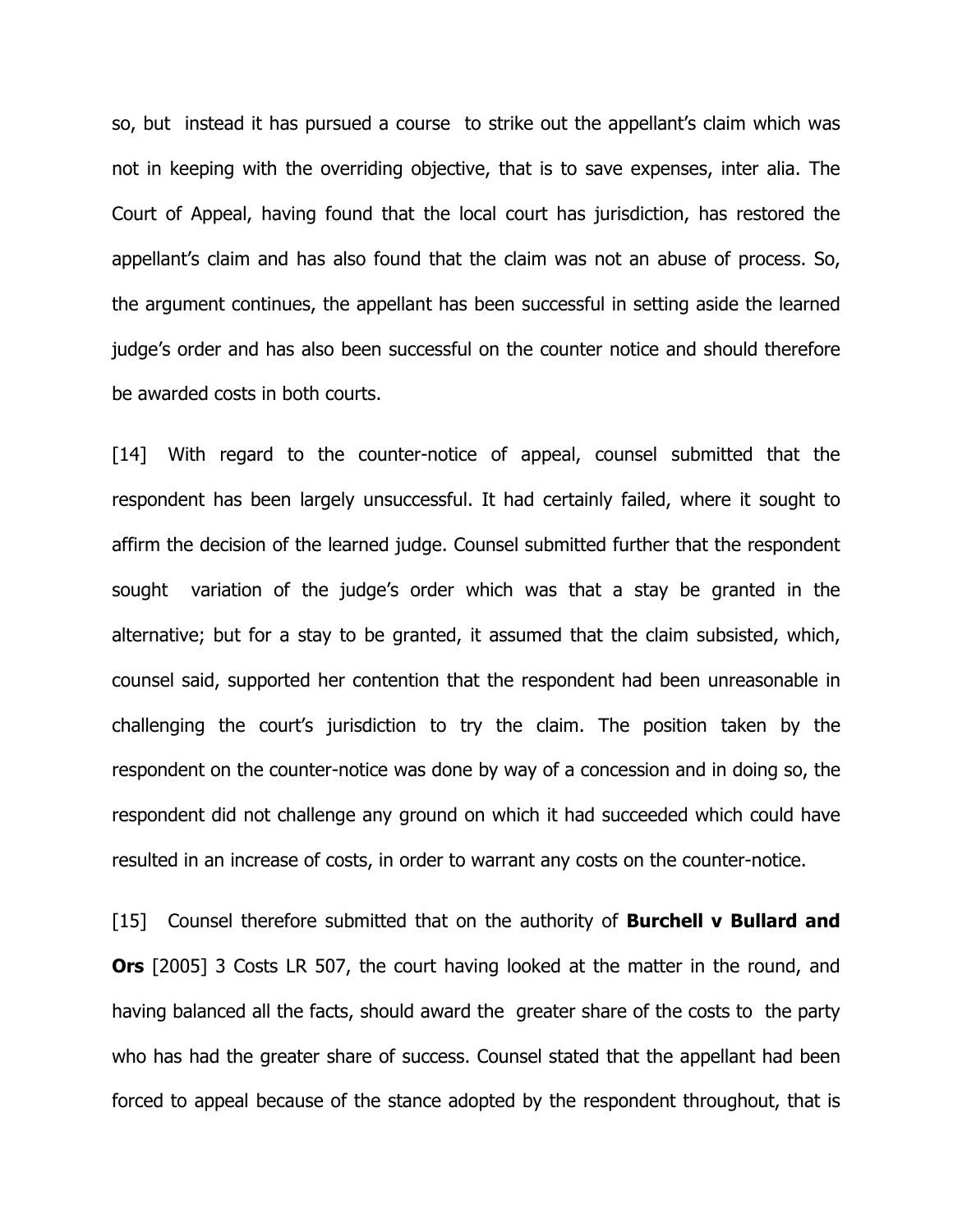so, but instead it has pursued a course to strike out the appellant's claim which was not in keeping with the overriding objective, that is to save expenses, inter alia. The Court of Appeal, having found that the local court has jurisdiction, has restored the appellant's claim and has also found that the claim was not an abuse of process. So, the argument continues, the appellant has been successful in setting aside the learned judge's order and has also been successful on the counter notice and should therefore be awarded costs in both courts.

[14] With regard to the counter-notice of appeal, counsel submitted that the respondent has been largely unsuccessful. It had certainly failed, where it sought to affirm the decision of the learned judge. Counsel submitted further that the respondent sought variation of the judge's order which was that a stay be granted in the alternative; but for a stay to be granted, it assumed that the claim subsisted, which, counsel said, supported her contention that the respondent had been unreasonable in challenging the court's jurisdiction to try the claim. The position taken by the respondent on the counter-notice was done by way of a concession and in doing so, the respondent did not challenge any ground on which it had succeeded which could have resulted in an increase of costs, in order to warrant any costs on the counter-notice.

[15] Counsel therefore submitted that on the authority of **Burchell v Bullard and Ors** [2005] 3 Costs LR 507, the court having looked at the matter in the round, and having balanced all the facts, should award the greater share of the costs to the party who has had the greater share of success. Counsel stated that the appellant had been forced to appeal because of the stance adopted by the respondent throughout, that is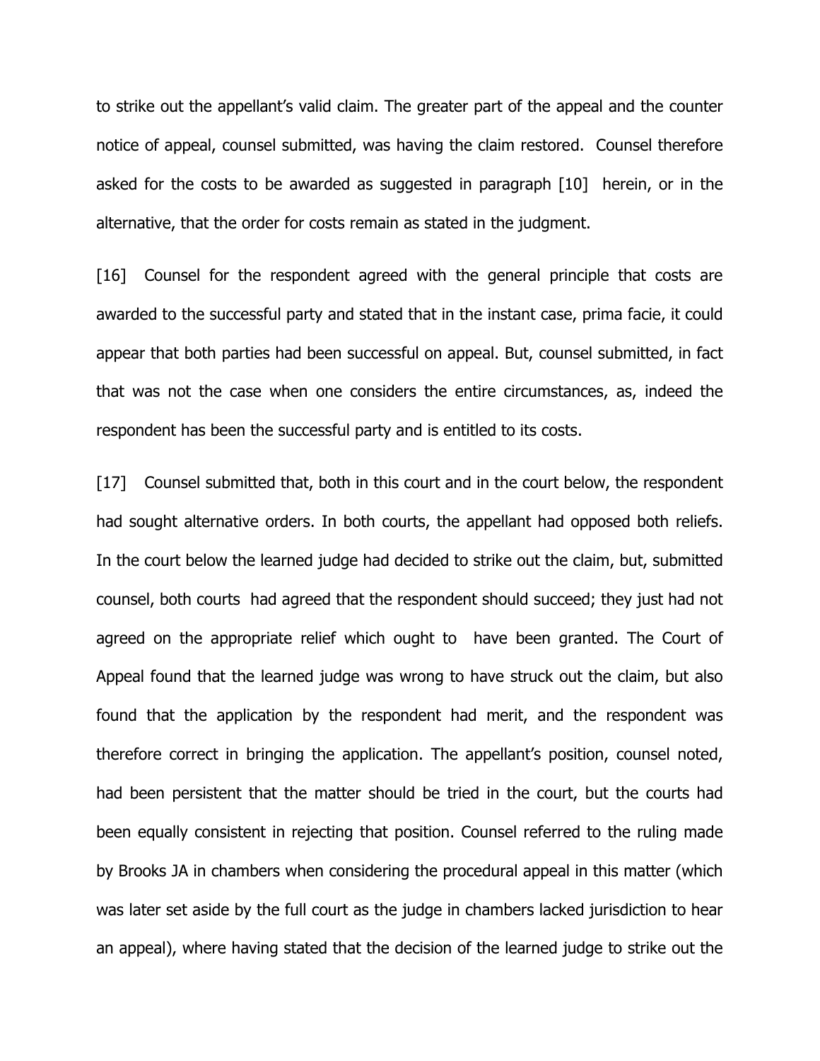to strike out the appellant's valid claim. The greater part of the appeal and the counter notice of appeal, counsel submitted, was having the claim restored. Counsel therefore asked for the costs to be awarded as suggested in paragraph [10] herein, or in the alternative, that the order for costs remain as stated in the judgment.

[16] Counsel for the respondent agreed with the general principle that costs are awarded to the successful party and stated that in the instant case, prima facie, it could appear that both parties had been successful on appeal. But, counsel submitted, in fact that was not the case when one considers the entire circumstances, as, indeed the respondent has been the successful party and is entitled to its costs.

[17] Counsel submitted that, both in this court and in the court below, the respondent had sought alternative orders. In both courts, the appellant had opposed both reliefs. In the court below the learned judge had decided to strike out the claim, but, submitted counsel, both courts had agreed that the respondent should succeed; they just had not agreed on the appropriate relief which ought to have been granted. The Court of Appeal found that the learned judge was wrong to have struck out the claim, but also found that the application by the respondent had merit, and the respondent was therefore correct in bringing the application. The appellant's position, counsel noted, had been persistent that the matter should be tried in the court, but the courts had been equally consistent in rejecting that position. Counsel referred to the ruling made by Brooks JA in chambers when considering the procedural appeal in this matter (which was later set aside by the full court as the judge in chambers lacked jurisdiction to hear an appeal), where having stated that the decision of the learned judge to strike out the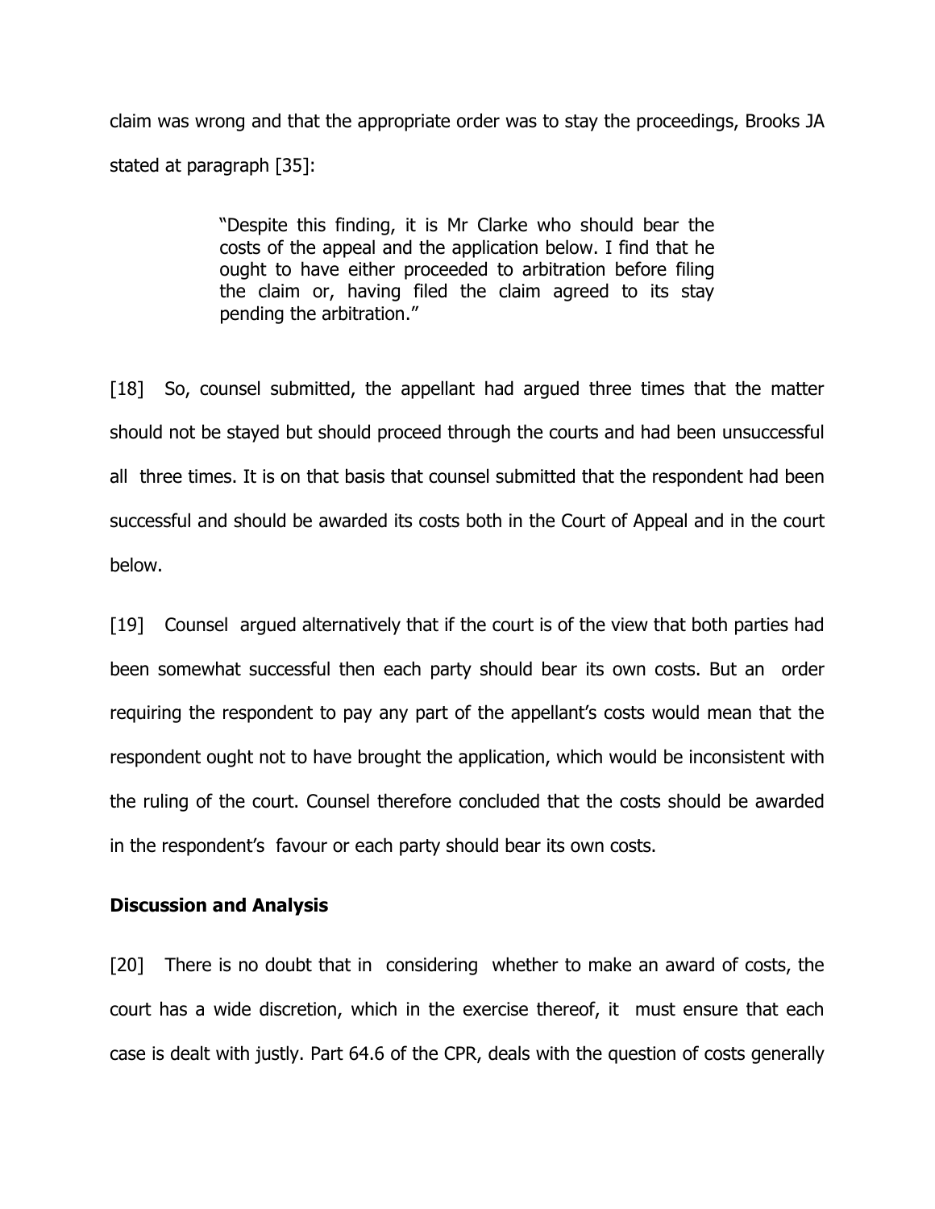claim was wrong and that the appropriate order was to stay the proceedings, Brooks JA stated at paragraph [35]:

> "Despite this finding, it is Mr Clarke who should bear the costs of the appeal and the application below. I find that he ought to have either proceeded to arbitration before filing the claim or, having filed the claim agreed to its stay pending the arbitration."

[18] So, counsel submitted, the appellant had argued three times that the matter should not be stayed but should proceed through the courts and had been unsuccessful all three times. It is on that basis that counsel submitted that the respondent had been successful and should be awarded its costs both in the Court of Appeal and in the court below.

[19] Counsel argued alternatively that if the court is of the view that both parties had been somewhat successful then each party should bear its own costs. But an order requiring the respondent to pay any part of the appellant's costs would mean that the respondent ought not to have brought the application, which would be inconsistent with the ruling of the court. Counsel therefore concluded that the costs should be awarded in the respondent's favour or each party should bear its own costs.

**Discussion and Analysis**

[20] There is no doubt that in considering whether to make an award of costs, the court has a wide discretion, which in the exercise thereof, it must ensure that each case is dealt with justly. Part 64.6 of the CPR, deals with the question of costs generally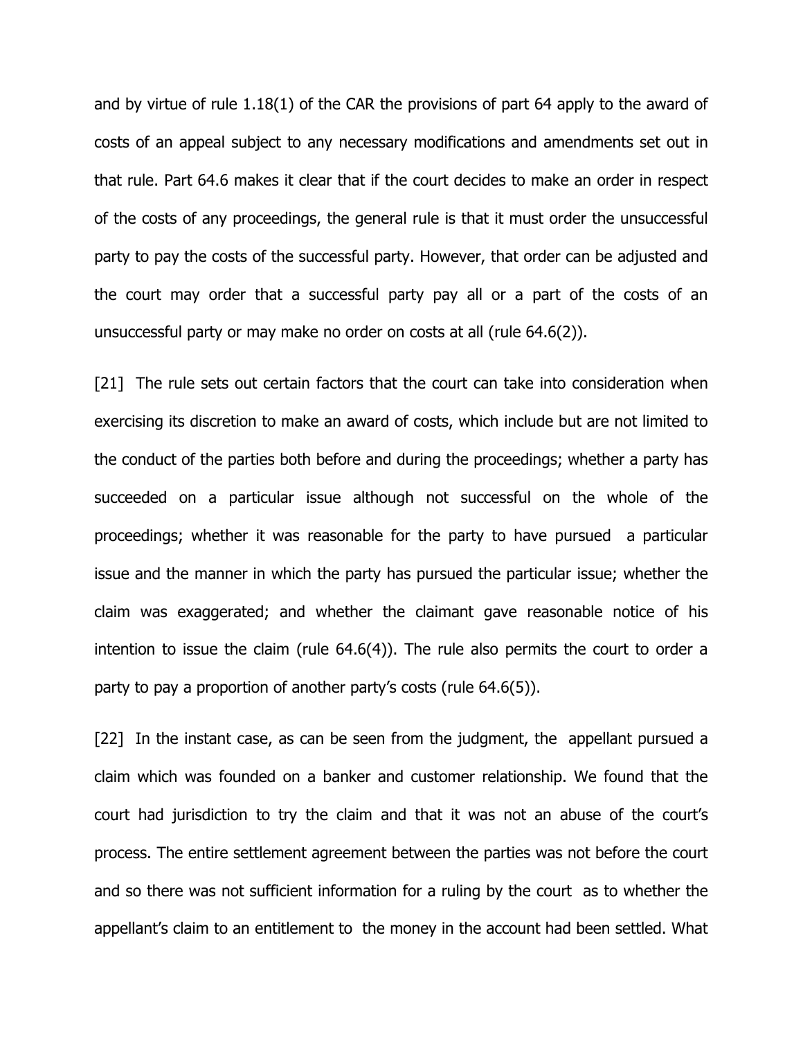and by virtue of rule 1.18(1) of the CAR the provisions of part 64 apply to the award of costs of an appeal subject to any necessary modifications and amendments set out in that rule. Part 64.6 makes it clear that if the court decides to make an order in respect of the costs of any proceedings, the general rule is that it must order the unsuccessful party to pay the costs of the successful party. However, that order can be adjusted and the court may order that a successful party pay all or a part of the costs of an unsuccessful party or may make no order on costs at all (rule 64.6(2)).

[21] The rule sets out certain factors that the court can take into consideration when exercising its discretion to make an award of costs, which include but are not limited to the conduct of the parties both before and during the proceedings; whether a party has succeeded on a particular issue although not successful on the whole of the proceedings; whether it was reasonable for the party to have pursued a particular issue and the manner in which the party has pursued the particular issue; whether the claim was exaggerated; and whether the claimant gave reasonable notice of his intention to issue the claim (rule 64.6(4)). The rule also permits the court to order a party to pay a proportion of another party's costs (rule 64.6(5)).

[22] In the instant case, as can be seen from the judgment, the appellant pursued a claim which was founded on a banker and customer relationship. We found that the court had jurisdiction to try the claim and that it was not an abuse of the court's process. The entire settlement agreement between the parties was not before the court and so there was not sufficient information for a ruling by the court as to whether the appellant's claim to an entitlement to the money in the account had been settled. What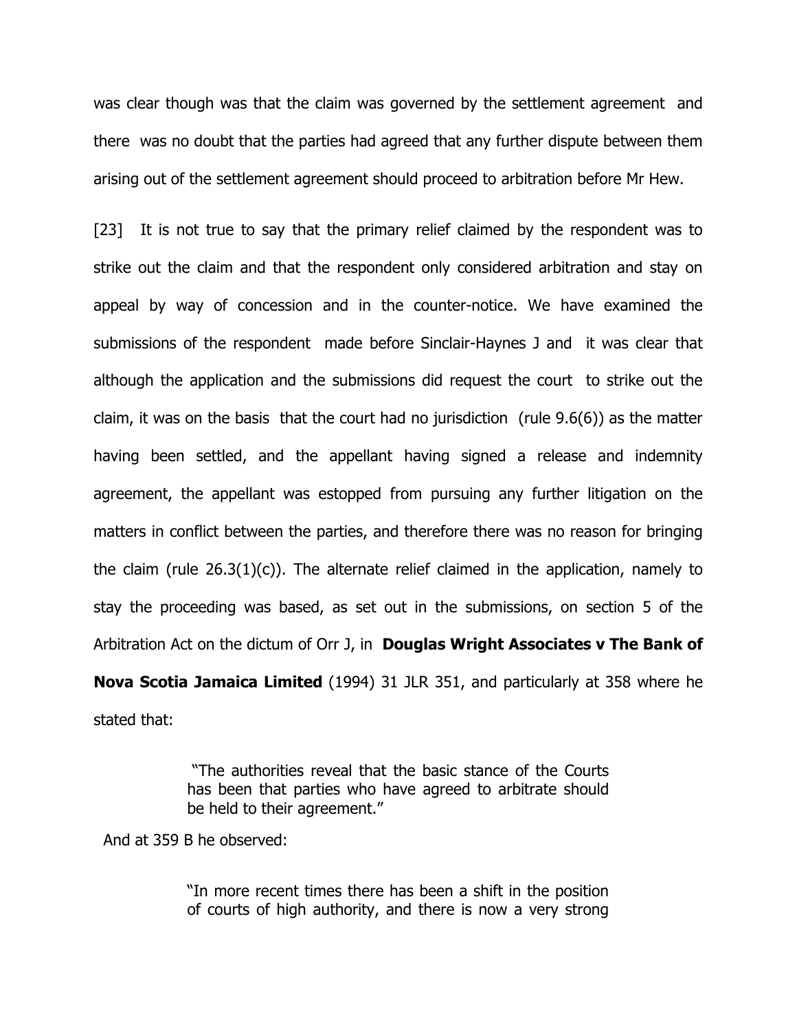was clear though was that the claim was governed by the settlement agreement and there was no doubt that the parties had agreed that any further dispute between them arising out of the settlement agreement should proceed to arbitration before Mr Hew.

[23] It is not true to say that the primary relief claimed by the respondent was to strike out the claim and that the respondent only considered arbitration and stay on appeal by way of concession and in the counter-notice. We have examined the submissions of the respondent made before Sinclair-Haynes J and it was clear that although the application and the submissions did request the court to strike out the claim, it was on the basis that the court had no jurisdiction (rule 9.6(6)) as the matter having been settled, and the appellant having signed a release and indemnity agreement, the appellant was estopped from pursuing any further litigation on the matters in conflict between the parties, and therefore there was no reason for bringing the claim (rule 26.3(1)(c)). The alternate relief claimed in the application, namely to stay the proceeding was based, as set out in the submissions, on section 5 of the Arbitration Act on the dictum of Orr J, in **Douglas Wright Associates v The Bank of Nova Scotia Jamaica Limited** (1994) 31 JLR 351, and particularly at 358 where he stated that:

> "The authorities reveal that the basic stance of the Courts has been that parties who have agreed to arbitrate should be held to their agreement."

And at 359 B he observed:

> "In more recent times there has been a shift in the position of courts of high authority, and there is now a very strong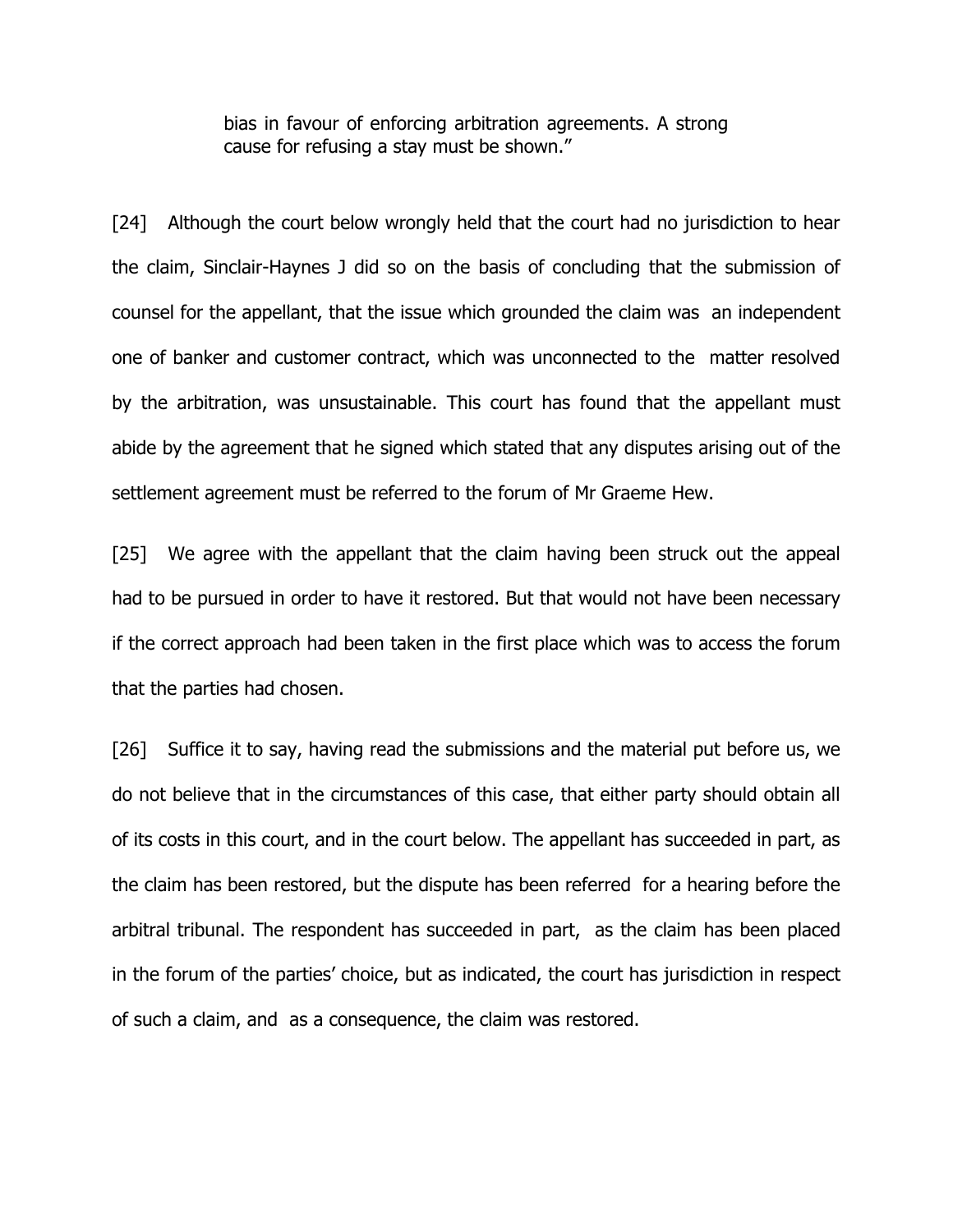> bias in favour of enforcing arbitration agreements. A strong cause for refusing a stay must be shown."

[24] Although the court below wrongly held that the court had no jurisdiction to hear the claim, Sinclair-Haynes J did so on the basis of concluding that the submission of counsel for the appellant, that the issue which grounded the claim was an independent one of banker and customer contract, which was unconnected to the matter resolved by the arbitration, was unsustainable. This court has found that the appellant must abide by the agreement that he signed which stated that any disputes arising out of the settlement agreement must be referred to the forum of Mr Graeme Hew.

[25] We agree with the appellant that the claim having been struck out the appeal had to be pursued in order to have it restored. But that would not have been necessary if the correct approach had been taken in the first place which was to access the forum that the parties had chosen.

[26] Suffice it to say, having read the submissions and the material put before us, we do not believe that in the circumstances of this case, that either party should obtain all of its costs in this court, and in the court below. The appellant has succeeded in part, as the claim has been restored, but the dispute has been referred for a hearing before the arbitral tribunal. The respondent has succeeded in part, as the claim has been placed in the forum of the parties' choice, but as indicated, the court has jurisdiction in respect of such a claim, and as a consequence, the claim was restored.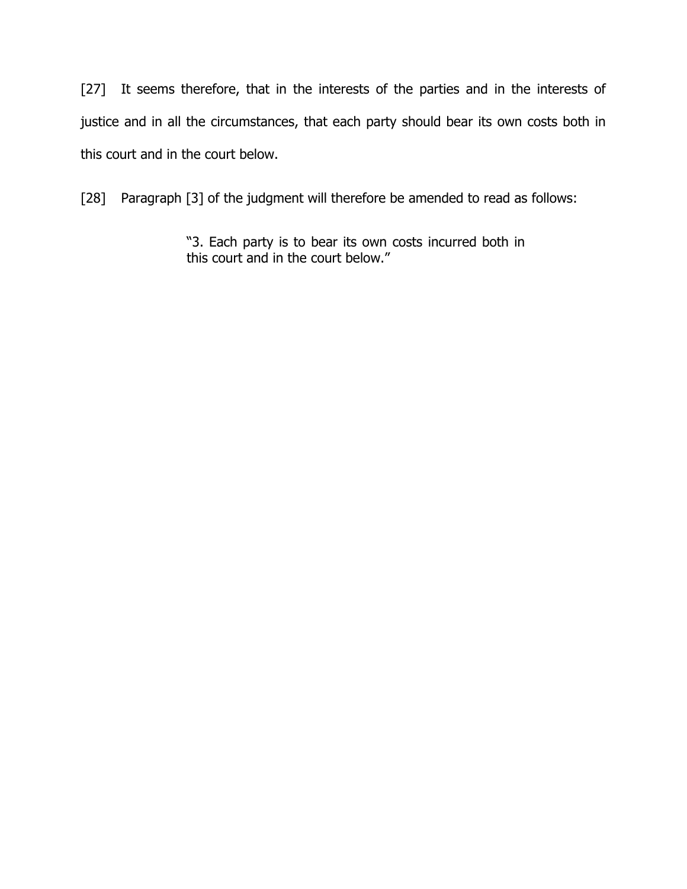[27] It seems therefore, that in the interests of the parties and in the interests of justice and in all the circumstances, that each party should bear its own costs both in this court and in the court below.

[28] Paragraph [3] of the judgment will therefore be amended to read as follows:

> "3. Each party is to bear its own costs incurred both in this court and in the court below."